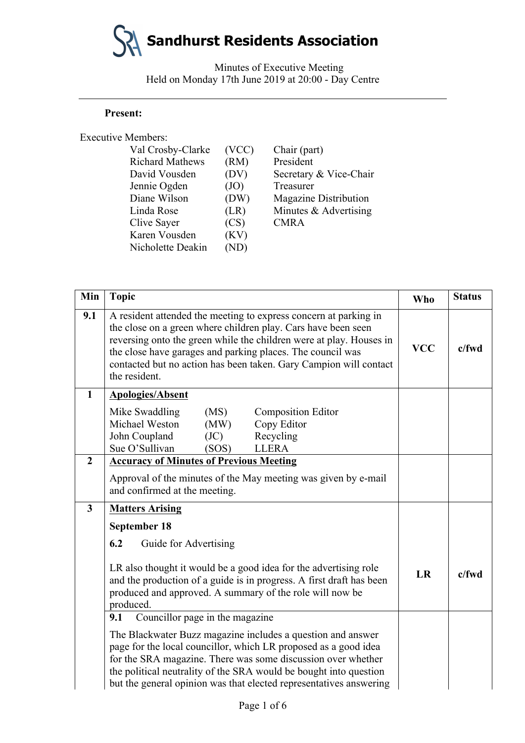# Sandhurst Residents Association

Minutes of Executive Meeting
Held on Monday 17th June 2019 at 20:00 - Day Centre

---

**Present:**

Executive Members:

| Name | Initials | Role |
|---|---|---|
| Val Crosby-Clarke | (VCC) | Chair (part) |
| Richard Mathews | (RM) | President |
| David Vousden | (DV) | Secretary & Vice-Chair |
| Jennie Ogden | (JO) | Treasurer |
| Diane Wilson | (DW) | Magazine Distribution |
| Linda Rose | (LR) | Minutes & Advertising |
| Clive Sayer | (CS) | CMRA |
| Karen Vousden | (KV) | |
| Nicholette Deakin | (ND) | |

| Min | Topic | Who | Status |
|---|---|---|---|
| **9.1** | A resident attended the meeting to express concern at parking in the close on a green where children play. Cars have been seen reversing onto the green while the children were at play. Houses in the close have garages and parking places. The council was contacted but no action has been taken. Gary Campion will contact the resident. | **VCC** | **c/fwd** |
| **1** | **Apologies/Absent**<br>Mike Swaddling (MS) Composition Editor<br>Michael Weston (MW) Copy Editor<br>John Coupland (JC) Recycling<br>Sue O'Sullivan (SOS) LLERA | | |
| **2** | **Accuracy of Minutes of Previous Meeting**<br>Approval of the minutes of the May meeting was given by e-mail and confirmed at the meeting. | | |
| **3** | **Matters Arising**<br>**September 18**<br>**6.2** Guide for Advertising<br>LR also thought it would be a good idea for the advertising role and the production of a guide is in progress. A first draft has been produced and approved. A summary of the role will now be produced. | **LR** | **c/fwd** |
| | **9.1** Councillor page in the magazine<br>The Blackwater Buzz magazine includes a question and answer page for the local councillor, which LR proposed as a good idea for the SRA magazine. There was some discussion over whether the political neutrality of the SRA would be bought into question but the general opinion was that elected representatives answering | | |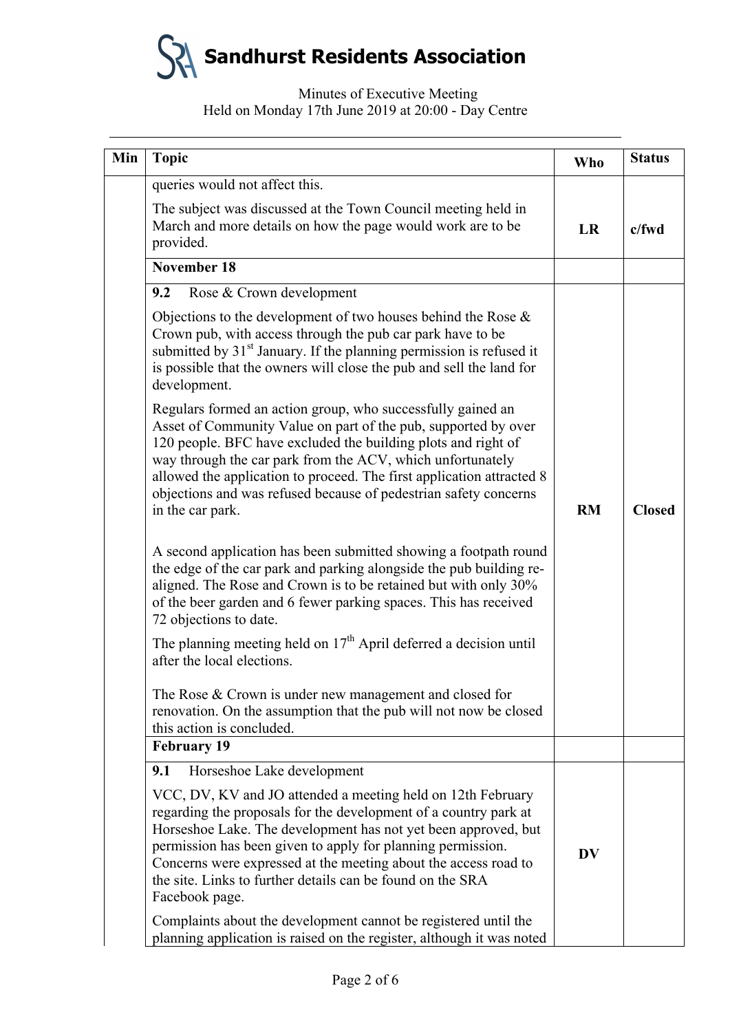# Sandhurst Residents Association

Minutes of Executive Meeting
Held on Monday 17th June 2019 at 20:00 - Day Centre

| Min | Topic | Who | Status |
|---|---|---|---|
| | queries would not affect this.<br><br>The subject was discussed at the Town Council meeting held in March and more details on how the page would work are to be provided. | LR | c/fwd |
| | **November 18** | | |
| | **9.2** Rose & Crown development<br><br>Objections to the development of two houses behind the Rose & Crown pub, with access through the pub car park have to be submitted by 31st January. If the planning permission is refused it is possible that the owners will close the pub and sell the land for development.<br><br>Regulars formed an action group, who successfully gained an Asset of Community Value on part of the pub, supported by over 120 people. BFC have excluded the building plots and right of way through the car park from the ACV, which unfortunately allowed the application to proceed. The first application attracted 8 objections and was refused because of pedestrian safety concerns in the car park.<br><br>A second application has been submitted showing a footpath round the edge of the car park and parking alongside the pub building re-aligned. The Rose and Crown is to be retained but with only 30% of the beer garden and 6 fewer parking spaces. This has received 72 objections to date.<br><br>The planning meeting held on 17th April deferred a decision until after the local elections.<br><br>The Rose & Crown is under new management and closed for renovation. On the assumption that the pub will not now be closed this action is concluded. | RM | Closed |
| | **February 19** | | |
| | **9.1** Horseshoe Lake development<br><br>VCC, DV, KV and JO attended a meeting held on 12th February regarding the proposals for the development of a country park at Horseshoe Lake. The development has not yet been approved, but permission has been given to apply for planning permission. Concerns were expressed at the meeting about the access road to the site. Links to further details can be found on the SRA Facebook page.<br><br>Complaints about the development cannot be registered until the planning application is raised on the register, although it was noted | DV | |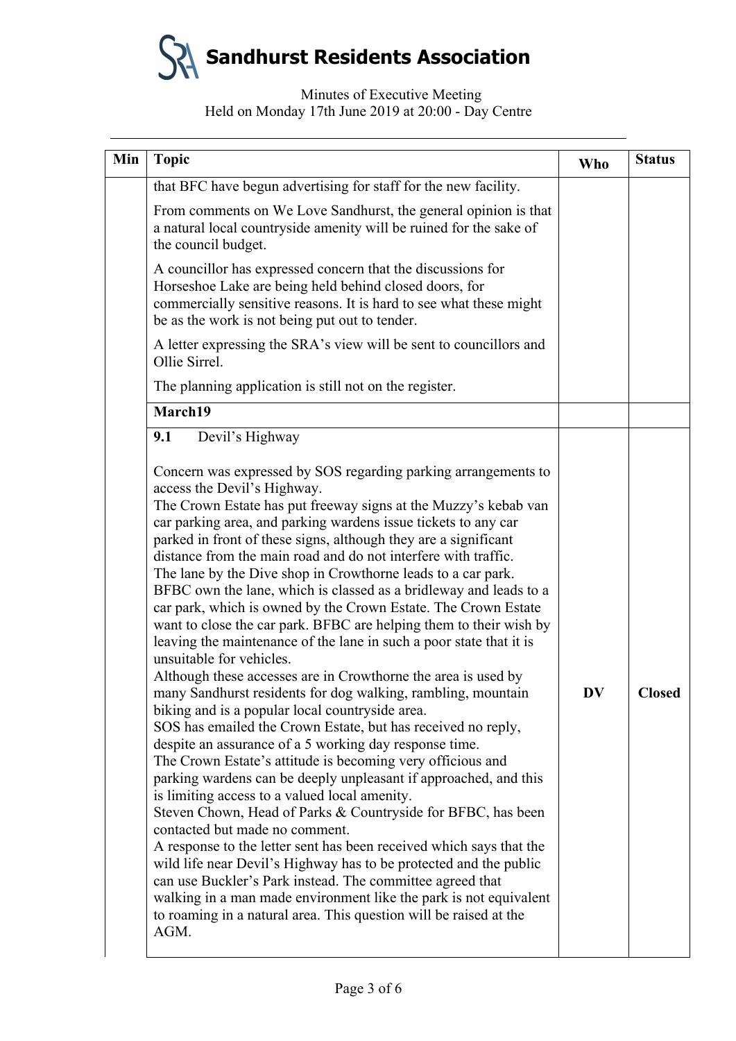# Sandhurst Residents Association

Minutes of Executive Meeting
Held on Monday 17th June 2019 at 20:00 - Day Centre

| Min | Topic | Who | Status |
|---|---|---|---|
| | that BFC have begun advertising for staff for the new facility.<br><br>From comments on We Love Sandhurst, the general opinion is that a natural local countryside amenity will be ruined for the sake of the council budget.<br><br>A councillor has expressed concern that the discussions for Horseshoe Lake are being held behind closed doors, for commercially sensitive reasons. It is hard to see what these might be as the work is not being put out to tender.<br><br>A letter expressing the SRA's view will be sent to councillors and Ollie Sirrel.<br><br>The planning application is still not on the register. | | |
| | **March19** | | |
| | **9.1** Devil's Highway<br><br>Concern was expressed by SOS regarding parking arrangements to access the Devil's Highway.<br>The Crown Estate has put freeway signs at the Muzzy's kebab van car parking area, and parking wardens issue tickets to any car parked in front of these signs, although they are a significant distance from the main road and do not interfere with traffic.<br>The lane by the Dive shop in Crowthorne leads to a car park. BFBC own the lane, which is classed as a bridleway and leads to a car park, which is owned by the Crown Estate. The Crown Estate want to close the car park. BFBC are helping them to their wish by leaving the maintenance of the lane in such a poor state that it is unsuitable for vehicles.<br>Although these accesses are in Crowthorne the area is used by many Sandhurst residents for dog walking, rambling, mountain biking and is a popular local countryside area.<br>SOS has emailed the Crown Estate, but has received no reply, despite an assurance of a 5 working day response time.<br>The Crown Estate's attitude is becoming very officious and parking wardens can be deeply unpleasant if approached, and this is limiting access to a valued local amenity.<br>Steven Chown, Head of Parks & Countryside for BFBC, has been contacted but made no comment.<br>A response to the letter sent has been received which says that the wild life near Devil's Highway has to be protected and the public can use Buckler's Park instead. The committee agreed that walking in a man made environment like the park is not equivalent to roaming in a natural area. This question will be raised at the AGM. | **DV** | **Closed** |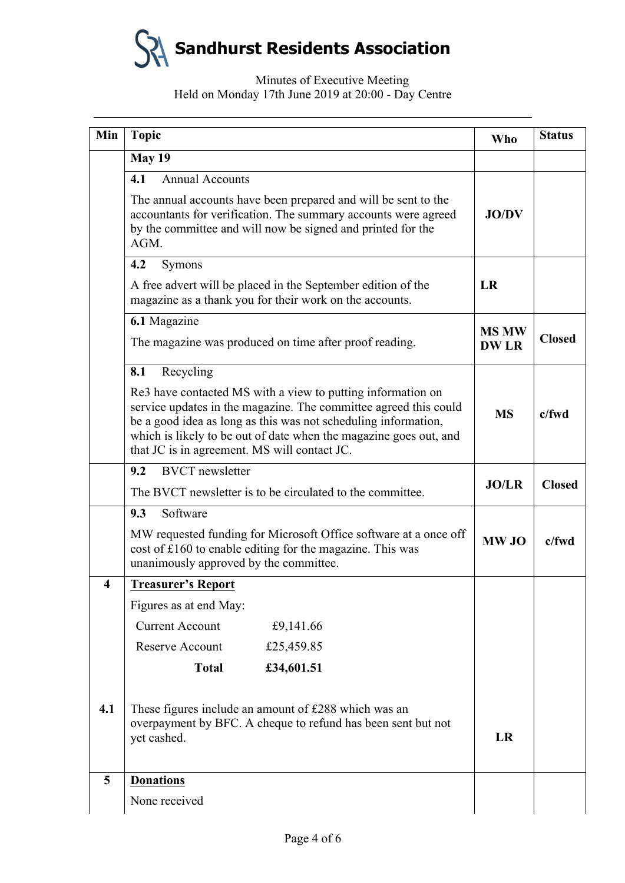# Sandhurst Residents Association

Minutes of Executive Meeting
Held on Monday 17th June 2019 at 20:00 - Day Centre

| Min | Topic | Who | Status |
|---|---|---|---|
| | **May 19** | | |
| | **4.1** Annual Accounts<br><br>The annual accounts have been prepared and will be sent to the accountants for verification. The summary accounts were agreed by the committee and will now be signed and printed for the AGM. | **JO/DV** | |
| | **4.2** Symons<br><br>A free advert will be placed in the September edition of the magazine as a thank you for their work on the accounts. | **LR** | |
| | **6.1** Magazine<br><br>The magazine was produced on time after proof reading. | **MS MW DW LR** | **Closed** |
| | **8.1** Recycling<br><br>Re3 have contacted MS with a view to putting information on service updates in the magazine. The committee agreed this could be a good idea as long as this was not scheduling information, which is likely to be out of date when the magazine goes out, and that JC is in agreement. MS will contact JC. | **MS** | **c/fwd** |
| | **9.2** BVCT newsletter<br><br>The BVCT newsletter is to be circulated to the committee. | **JO/LR** | **Closed** |
| | **9.3** Software<br><br>MW requested funding for Microsoft Office software at a once off cost of £160 to enable editing for the magazine. This was unanimously approved by the committee. | **MW JO** | **c/fwd** |
| **4** | **Treasurer's Report**<br><br>Figures as at end May:<br><br>Current Account £9,141.66<br>Reserve Account £25,459.85<br>**Total** **£34,601.51** | | |
| **4.1** | These figures include an amount of £288 which was an overpayment by BFC. A cheque to refund has been sent but not yet cashed. | **LR** | |
| **5** | **Donations**<br><br>None received | | |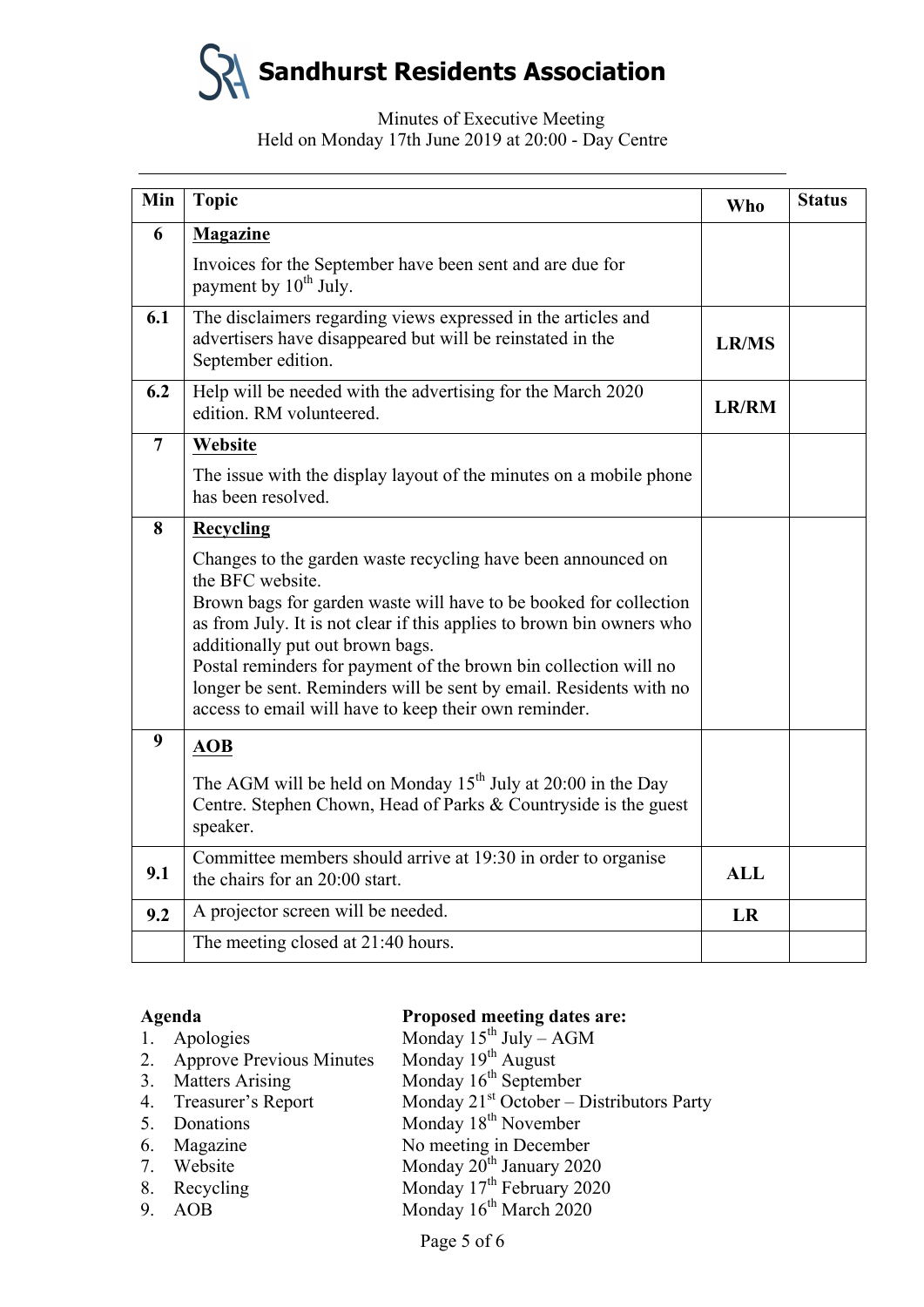# Sandhurst Residents Association

Minutes of Executive Meeting
Held on Monday 17th June 2019 at 20:00 - Day Centre

| Min | Topic | Who | Status |
|---|---|---|---|
| **6** | **Magazine**<br><br>Invoices for the September have been sent and are due for payment by 10th July. | | |
| **6.1** | The disclaimers regarding views expressed in the articles and advertisers have disappeared but will be reinstated in the September edition. | **LR/MS** | |
| **6.2** | Help will be needed with the advertising for the March 2020 edition. RM volunteered. | **LR/RM** | |
| **7** | **Website**<br><br>The issue with the display layout of the minutes on a mobile phone has been resolved. | | |
| **8** | **Recycling**<br><br>Changes to the garden waste recycling have been announced on the BFC website.<br>Brown bags for garden waste will have to be booked for collection as from July. It is not clear if this applies to brown bin owners who additionally put out brown bags.<br>Postal reminders for payment of the brown bin collection will no longer be sent. Reminders will be sent by email. Residents with no access to email will have to keep their own reminder. | | |
| **9** | **AOB**<br><br>The AGM will be held on Monday 15th July at 20:00 in the Day Centre. Stephen Chown, Head of Parks & Countryside is the guest speaker. | | |
| **9.1** | Committee members should arrive at 19:30 in order to organise the chairs for an 20:00 start. | **ALL** | |
| **9.2** | A projector screen will be needed. | **LR** | |
| | The meeting closed at 21:40 hours. | | |

**Agenda**

1. Apologies
2. Approve Previous Minutes
3. Matters Arising
4. Treasurer's Report
5. Donations
6. Magazine
7. Website
8. Recycling
9. AOB

**Proposed meeting dates are:**

Monday 15th July – AGM
Monday 19th August
Monday 16th September
Monday 21st October – Distributors Party
Monday 18th November
No meeting in December
Monday 20th January 2020
Monday 17th February 2020
Monday 16th March 2020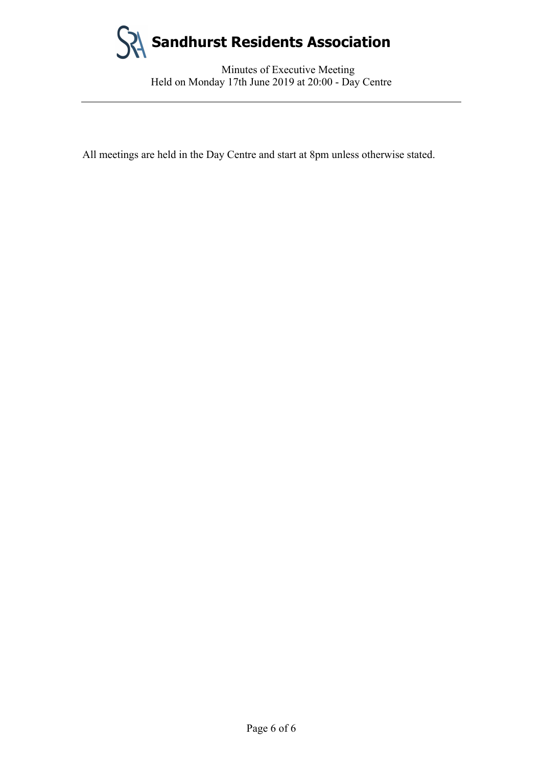All meetings are held in the Day Centre and start at 8pm unless otherwise stated.